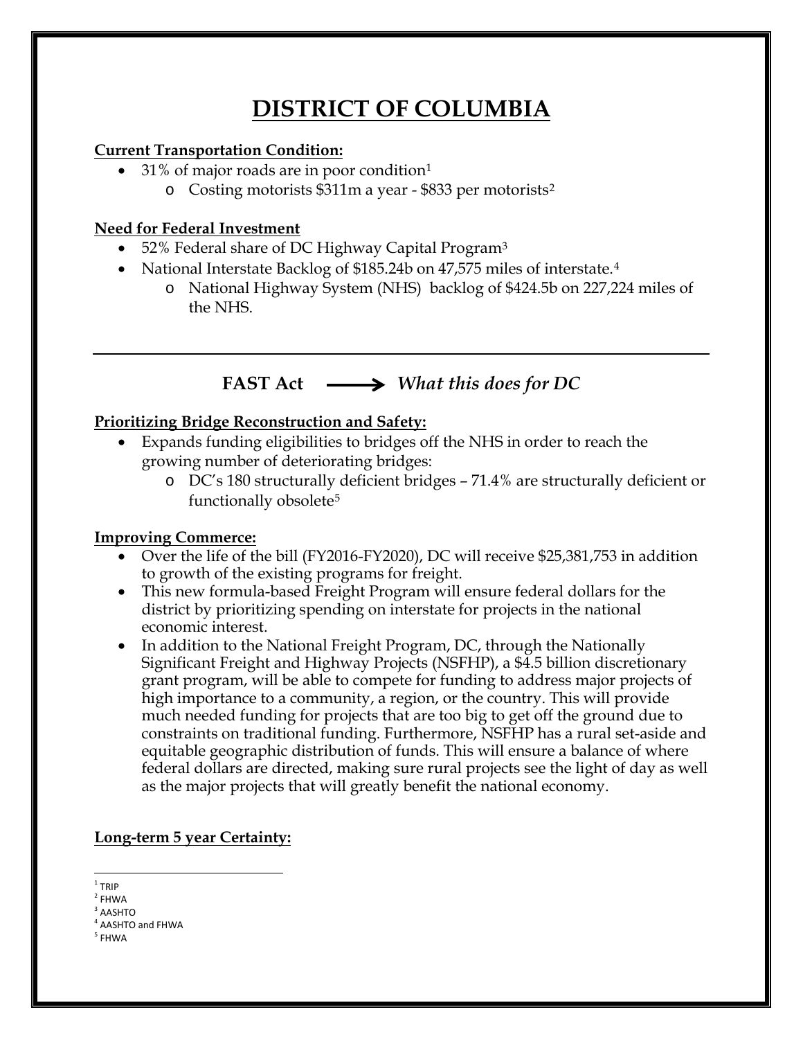# DISTRICT OF COLUMBIA

**Current Transportation Condition:**

- 31% of major roads are in poor condition[1]
  - Costing motorists $311m a year - $833 per motorists[2]

**Need for Federal Investment**

- 52% Federal share of DC Highway Capital Program[3]
- National Interstate Backlog of $185.24b on 47,575 miles of interstate.[4]
  - National Highway System (NHS) backlog of $424.5b on 227,224 miles of the NHS.

---

**FAST Act ⟶ *What this does for DC***

**Prioritizing Bridge Reconstruction and Safety:**

- Expands funding eligibilities to bridges off the NHS in order to reach the growing number of deteriorating bridges:
  - DC's 180 structurally deficient bridges – 71.4% are structurally deficient or functionally obsolete[5]

**Improving Commerce:**

- Over the life of the bill (FY2016-FY2020), DC will receive $25,381,753 in addition to growth of the existing programs for freight.
- This new formula-based Freight Program will ensure federal dollars for the district by prioritizing spending on interstate for projects in the national economic interest.
- In addition to the National Freight Program, DC, through the Nationally Significant Freight and Highway Projects (NSFHP), a $4.5 billion discretionary grant program, will be able to compete for funding to address major projects of high importance to a community, a region, or the country. This will provide much needed funding for projects that are too big to get off the ground due to constraints on traditional funding. Furthermore, NSFHP has a rural set-aside and equitable geographic distribution of funds. This will ensure a balance of where federal dollars are directed, making sure rural projects see the light of day as well as the major projects that will greatly benefit the national economy.

**Long-term 5 year Certainty:**

[1] TRIP
[2] FHWA
[3] AASHTO
[4] AASHTO and FHWA
[5] FHWA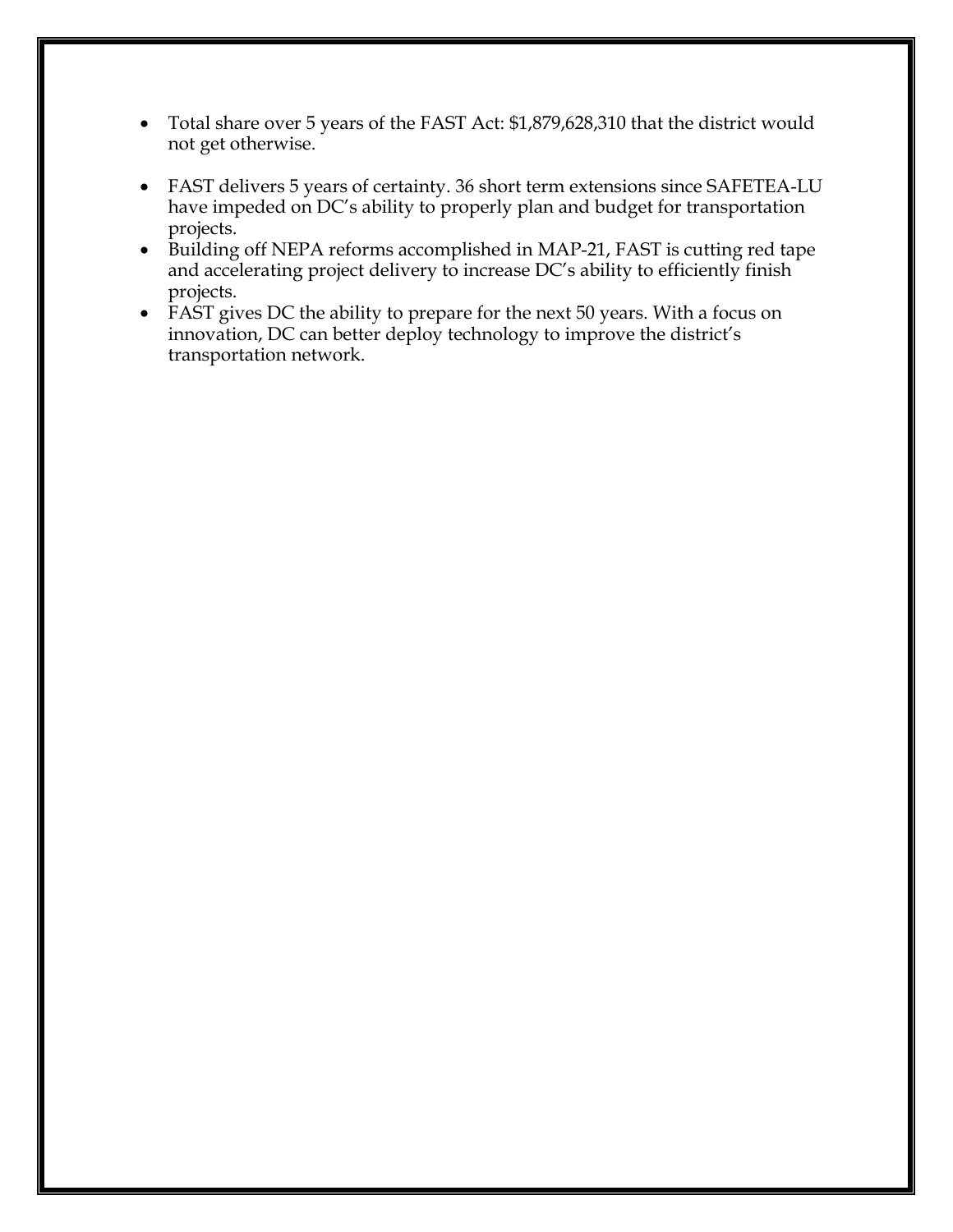- Total share over 5 years of the FAST Act: $1,879,628,310 that the district would not get otherwise.

- FAST delivers 5 years of certainty. 36 short term extensions since SAFETEA-LU have impeded on DC's ability to properly plan and budget for transportation projects.
- Building off NEPA reforms accomplished in MAP-21, FAST is cutting red tape and accelerating project delivery to increase DC's ability to efficiently finish projects.
- FAST gives DC the ability to prepare for the next 50 years. With a focus on innovation, DC can better deploy technology to improve the district's transportation network.